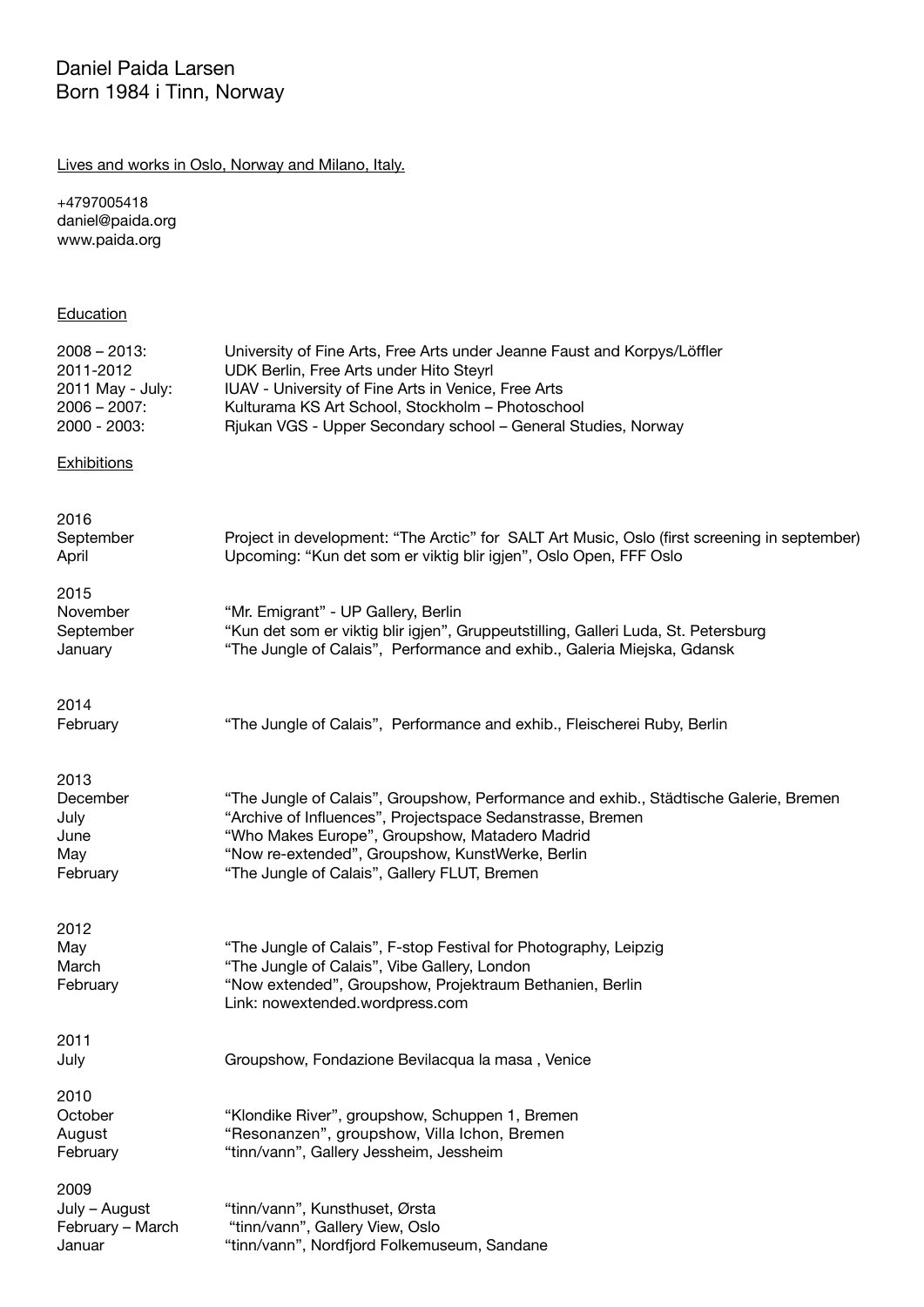# Daniel Paida Larsen
## Born 1984 i Tinn, Norway

Lives and works in Oslo, Norway and Milano, Italy.

+4797005418
daniel@paida.org
www.paida.org

### Education

| | |
|---|---|
| 2008 – 2013: | University of Fine Arts, Free Arts under Jeanne Faust and Korpys/Löffler |
| 2011-2012 | UDK Berlin, Free Arts under Hito Steyrl |
| 2011 May - July: | IUAV - University of Fine Arts in Venice, Free Arts |
| 2006 – 2007: | Kulturama KS Art School, Stockholm – Photoschool |
| 2000 - 2003: | Rjukan VGS - Upper Secondary school – General Studies, Norway |

### Exhibitions

**2016**

| | |
|---|---|
| September | Project in development: "The Arctic" for SALT Art Music, Oslo (first screening in september) |
| April | Upcoming: "Kun det som er viktig blir igjen", Oslo Open, FFF Oslo |

**2015**

| | |
|---|---|
| November | "Mr. Emigrant" - UP Gallery, Berlin |
| September | "Kun det som er viktig blir igjen", Gruppeutstilling, Galleri Luda, St. Petersburg |
| January | "The Jungle of Calais", Performance and exhib., Galeria Miejska, Gdansk |

**2014**

| | |
|---|---|
| February | "The Jungle of Calais", Performance and exhib., Fleischerei Ruby, Berlin |

**2013**

| | |
|---|---|
| December | "The Jungle of Calais", Groupshow, Performance and exhib., Städtische Galerie, Bremen |
| July | "Archive of Influences", Projectspace Sedanstrasse, Bremen |
| June | "Who Makes Europe", Groupshow, Matadero Madrid |
| May | "Now re-extended", Groupshow, KunstWerke, Berlin |
| February | "The Jungle of Calais", Gallery FLUT, Bremen |

**2012**

| | |
|---|---|
| May | "The Jungle of Calais", F-stop Festival for Photography, Leipzig |
| March | "The Jungle of Calais", Vibe Gallery, London |
| February | "Now extended", Groupshow, Projektraum Bethanien, Berlin<br>Link: nowextended.wordpress.com |

**2011**

| | |
|---|---|
| July | Groupshow, Fondazione Bevilacqua la masa , Venice |

**2010**

| | |
|---|---|
| October | "Klondike River", groupshow, Schuppen 1, Bremen |
| August | "Resonanzen", groupshow, Villa Ichon, Bremen |
| February | "tinn/vann", Gallery Jessheim, Jessheim |

**2009**

| | |
|---|---|
| July – August | "tinn/vann", Kunsthuset, Ørsta |
| February – March | "tinn/vann", Gallery View, Oslo |
| Januar | "tinn/vann", Nordfjord Folkemuseum, Sandane |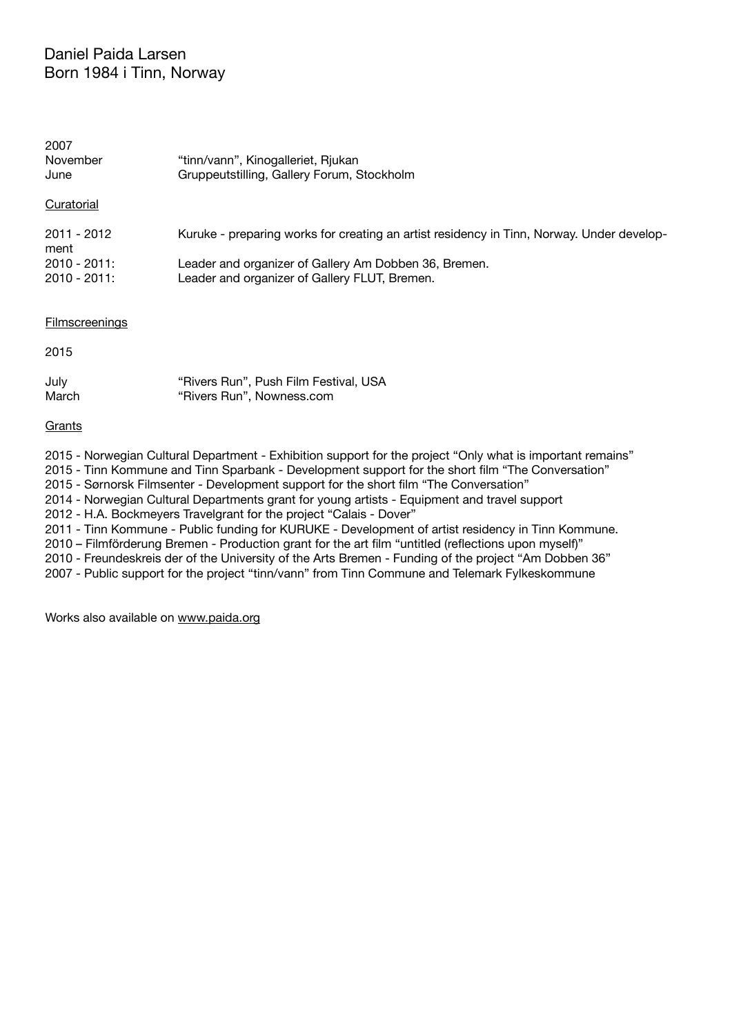Daniel Paida Larsen
Born 1984 i Tinn, Norway

| | |
|---|---|
| 2007 | |
| November | "tinn/vann", Kinogalleriet, Rjukan |
| June | Gruppeutstilling, Gallery Forum, Stockholm |

Curatorial

| | |
|---|---|
| 2011 - 2012 | Kuruke - preparing works for creating an artist residency in Tinn, Norway. Under development |
| 2010 - 2011: | Leader and organizer of Gallery Am Dobben 36, Bremen. |
| 2010 - 2011: | Leader and organizer of Gallery FLUT, Bremen. |

Filmscreenings

2015

| | |
|---|---|
| July | "Rivers Run", Push Film Festival, USA |
| March | "Rivers Run", Nowness.com |

Grants

2015 - Norwegian Cultural Department - Exhibition support for the project "Only what is important remains"
2015 - Tinn Kommune and Tinn Sparbank - Development support for the short film "The Conversation"
2015 - Sørnorsk Filmsenter - Development support for the short film "The Conversation"
2014 - Norwegian Cultural Departments grant for young artists - Equipment and travel support
2012 - H.A. Bockmeyers Travelgrant for the project "Calais - Dover"
2011 - Tinn Kommune - Public funding for KURUKE - Development of artist residency in Tinn Kommune.
2010 – Filmförderung Bremen - Production grant for the art film "untitled (reflections upon myself)"
2010 - Freundeskreis der of the University of the Arts Bremen - Funding of the project "Am Dobben 36"
2007 - Public support for the project "tinn/vann" from Tinn Commune and Telemark Fylkeskommune

Works also available on www.paida.org